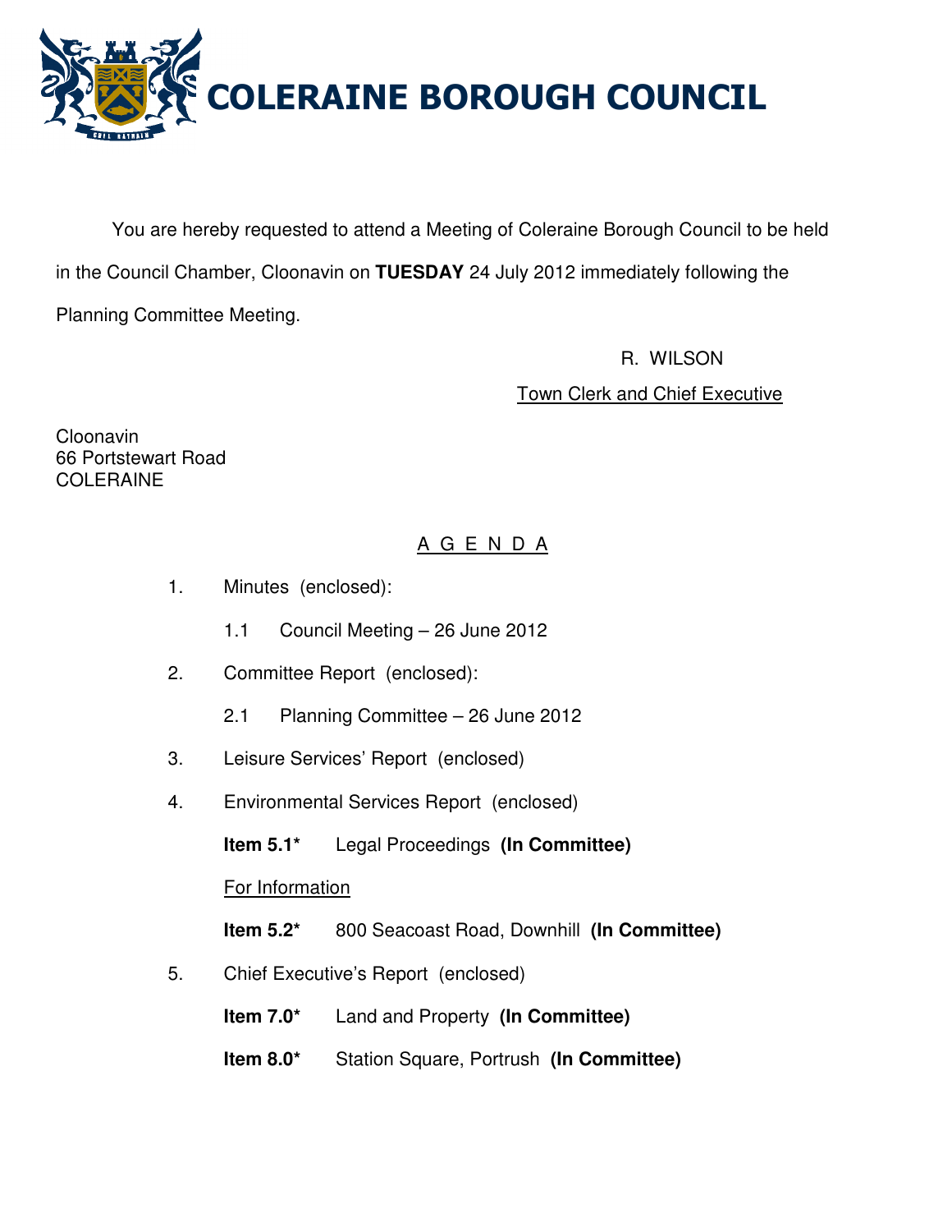# COLERAINE BOROUGH COUNCIL

You are hereby requested to attend a Meeting of Coleraine Borough Council to be held in the Council Chamber, Cloonavin on **TUESDAY** 24 July 2012 immediately following the Planning Committee Meeting.

R. WILSON

Town Clerk and Chief Executive

Cloonavin
66 Portstewart Road
COLERAINE

## A G E N D A

1. Minutes (enclosed):

   1.1 Council Meeting – 26 June 2012

2. Committee Report (enclosed):

   2.1 Planning Committee – 26 June 2012

3. Leisure Services' Report (enclosed)

4. Environmental Services Report (enclosed)

   **Item 5.1*** Legal Proceedings **(In Committee)**

   For Information

   **Item 5.2*** 800 Seacoast Road, Downhill **(In Committee)**

5. Chief Executive's Report (enclosed)

   **Item 7.0*** Land and Property **(In Committee)**

   **Item 8.0*** Station Square, Portrush **(In Committee)**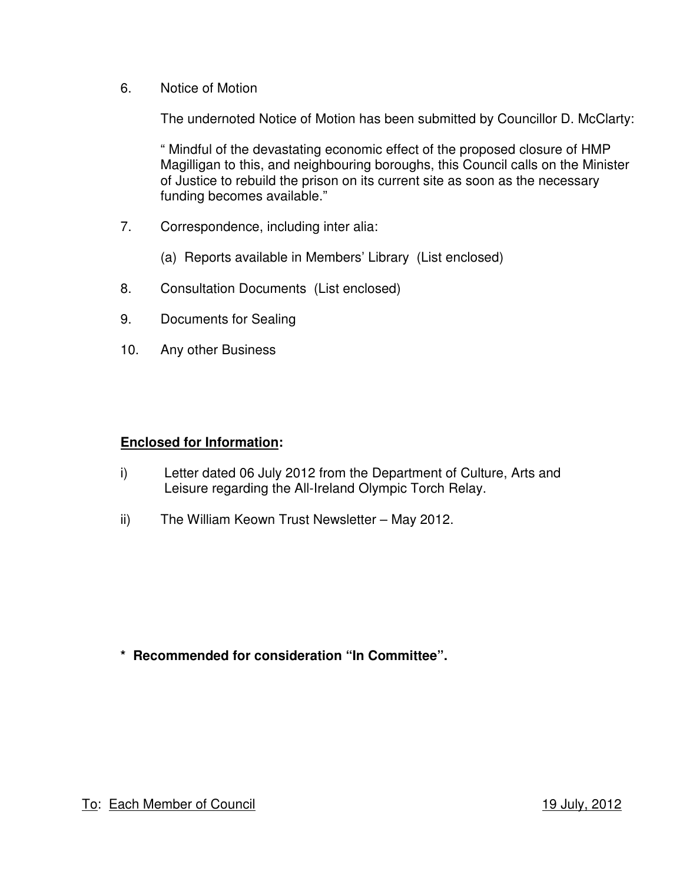6. Notice of Motion

   The undernoted Notice of Motion has been submitted by Councillor D. McClarty:

   " Mindful of the devastating economic effect of the proposed closure of HMP Magilligan to this, and neighbouring boroughs, this Council calls on the Minister of Justice to rebuild the prison on its current site as soon as the necessary funding becomes available."

7. Correspondence, including inter alia:

   (a) Reports available in Members' Library (List enclosed)

8. Consultation Documents (List enclosed)

9. Documents for Sealing

10. Any other Business

**Enclosed for Information:**

i) Letter dated 06 July 2012 from the Department of Culture, Arts and Leisure regarding the All-Ireland Olympic Torch Relay.

ii) The William Keown Trust Newsletter – May 2012.

**\* Recommended for consideration "In Committee".**

To: Each Member of Council

19 July, 2012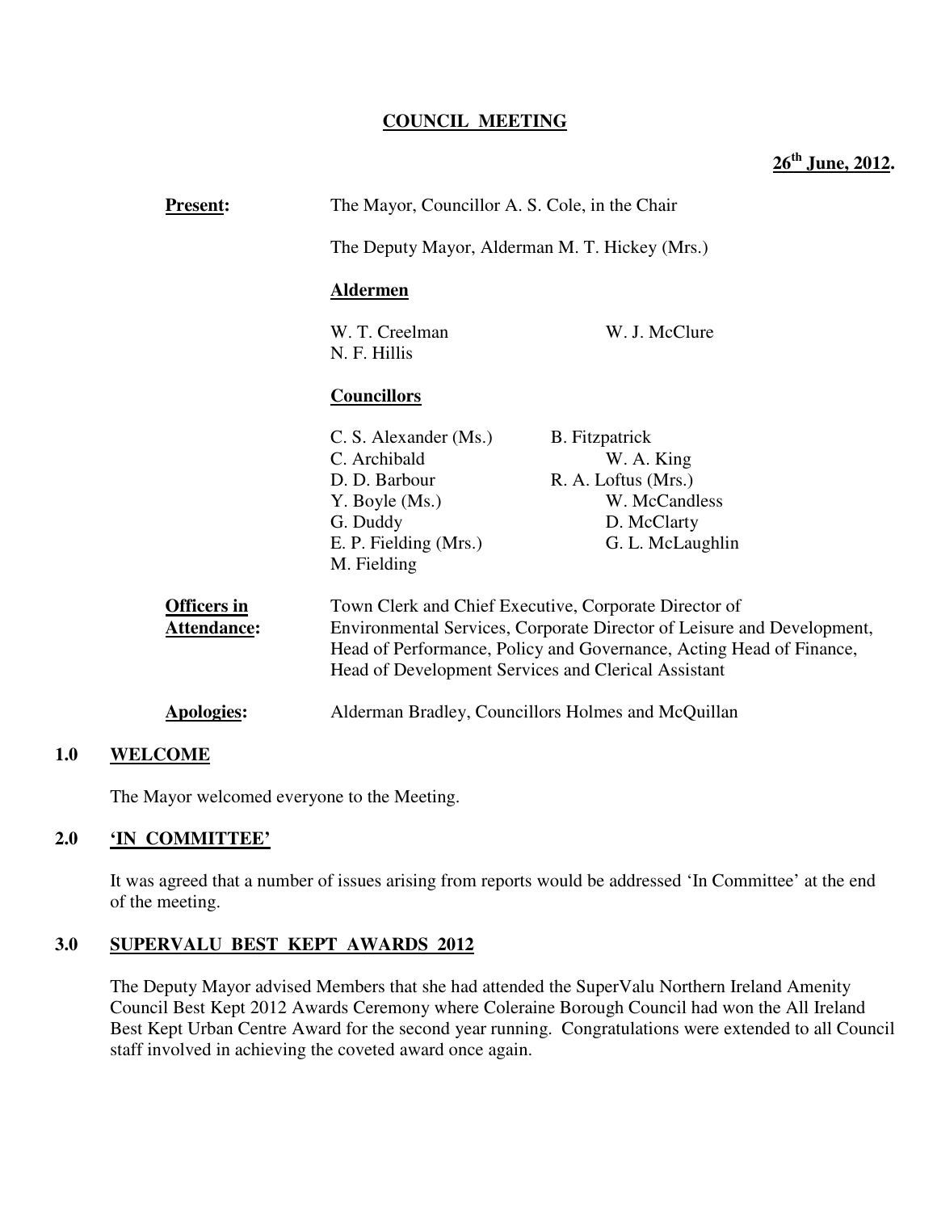**COUNCIL MEETING**

**26th June, 2012.**

**Present:** The Mayor, Councillor A. S. Cole, in the Chair

The Deputy Mayor, Alderman M. T. Hickey (Mrs.)

**Aldermen**

W. T. Creelman
W. J. McClure
N. F. Hillis

**Councillors**

C. S. Alexander (Ms.)
C. Archibald
D. D. Barbour
Y. Boyle (Ms.)
G. Duddy
E. P. Fielding (Mrs.)
M. Fielding
B. Fitzpatrick
W. A. King
R. A. Loftus (Mrs.)
W. McCandless
D. McClarty
G. L. McLaughlin

**Officers in Attendance:** Town Clerk and Chief Executive, Corporate Director of Environmental Services, Corporate Director of Leisure and Development, Head of Performance, Policy and Governance, Acting Head of Finance, Head of Development Services and Clerical Assistant

**Apologies:** Alderman Bradley, Councillors Holmes and McQuillan

## 1.0 WELCOME

The Mayor welcomed everyone to the Meeting.

## 2.0 'IN COMMITTEE'

It was agreed that a number of issues arising from reports would be addressed 'In Committee' at the end of the meeting.

## 3.0 SUPERVALU BEST KEPT AWARDS 2012

The Deputy Mayor advised Members that she had attended the SuperValu Northern Ireland Amenity Council Best Kept 2012 Awards Ceremony where Coleraine Borough Council had won the All Ireland Best Kept Urban Centre Award for the second year running. Congratulations were extended to all Council staff involved in achieving the coveted award once again.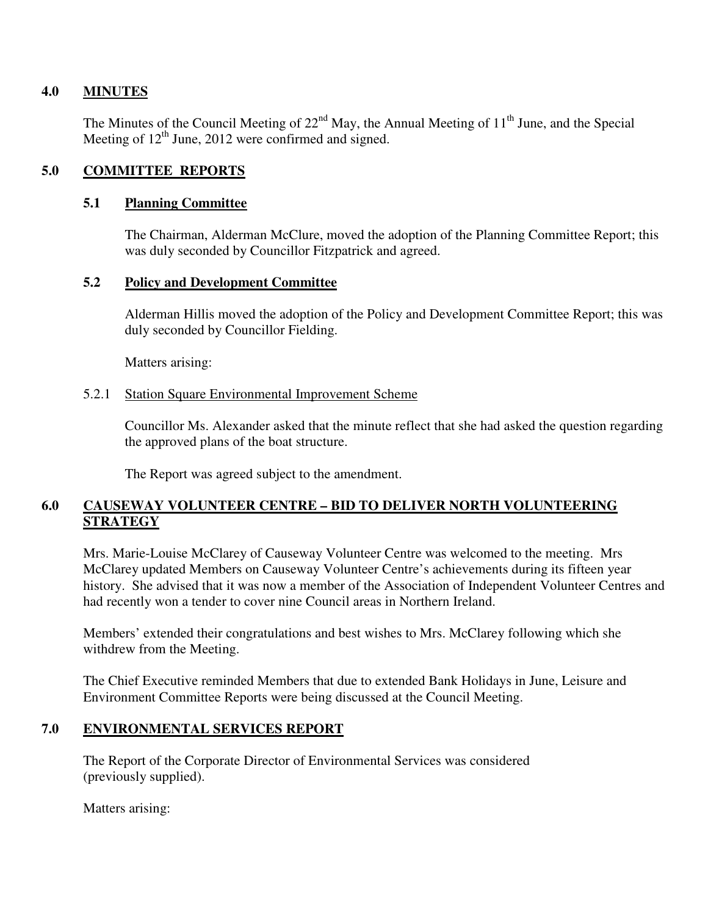## 4.0 MINUTES

The Minutes of the Council Meeting of 22nd May, the Annual Meeting of 11th June, and the Special Meeting of 12th June, 2012 were confirmed and signed.

## 5.0 COMMITTEE REPORTS

### 5.1 Planning Committee

The Chairman, Alderman McClure, moved the adoption of the Planning Committee Report; this was duly seconded by Councillor Fitzpatrick and agreed.

### 5.2 Policy and Development Committee

Alderman Hillis moved the adoption of the Policy and Development Committee Report; this was duly seconded by Councillor Fielding.

Matters arising:

5.2.1 Station Square Environmental Improvement Scheme

Councillor Ms. Alexander asked that the minute reflect that she had asked the question regarding the approved plans of the boat structure.

The Report was agreed subject to the amendment.

## 6.0 CAUSEWAY VOLUNTEER CENTRE – BID TO DELIVER NORTH VOLUNTEERING STRATEGY

Mrs. Marie-Louise McClarey of Causeway Volunteer Centre was welcomed to the meeting. Mrs McClarey updated Members on Causeway Volunteer Centre's achievements during its fifteen year history. She advised that it was now a member of the Association of Independent Volunteer Centres and had recently won a tender to cover nine Council areas in Northern Ireland.

Members' extended their congratulations and best wishes to Mrs. McClarey following which she withdrew from the Meeting.

The Chief Executive reminded Members that due to extended Bank Holidays in June, Leisure and Environment Committee Reports were being discussed at the Council Meeting.

## 7.0 ENVIRONMENTAL SERVICES REPORT

The Report of the Corporate Director of Environmental Services was considered (previously supplied).

Matters arising: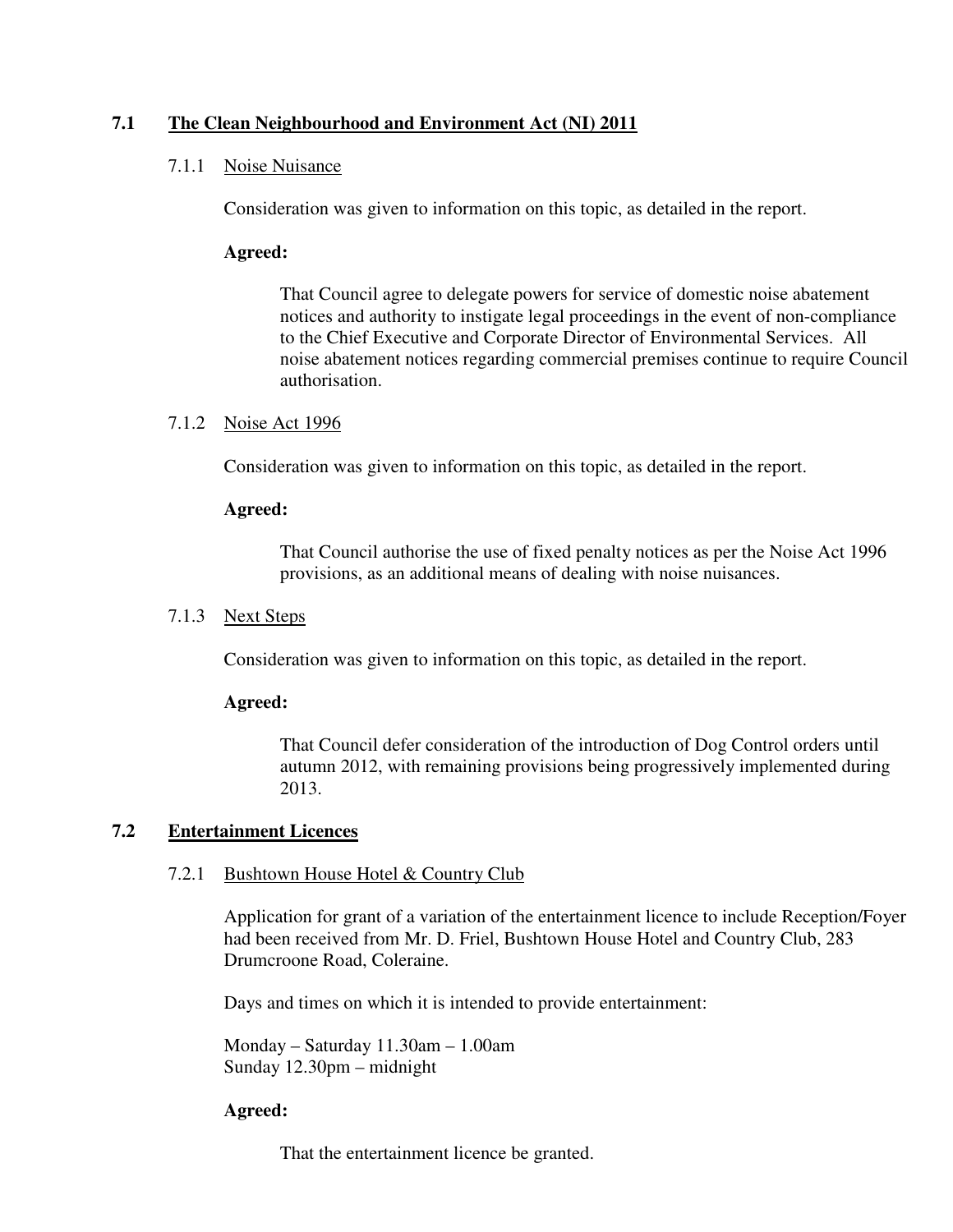## 7.1 The Clean Neighbourhood and Environment Act (NI) 2011

### 7.1.1 Noise Nuisance

Consideration was given to information on this topic, as detailed in the report.

**Agreed:**

That Council agree to delegate powers for service of domestic noise abatement notices and authority to instigate legal proceedings in the event of non-compliance to the Chief Executive and Corporate Director of Environmental Services. All noise abatement notices regarding commercial premises continue to require Council authorisation.

### 7.1.2 Noise Act 1996

Consideration was given to information on this topic, as detailed in the report.

**Agreed:**

That Council authorise the use of fixed penalty notices as per the Noise Act 1996 provisions, as an additional means of dealing with noise nuisances.

### 7.1.3 Next Steps

Consideration was given to information on this topic, as detailed in the report.

**Agreed:**

That Council defer consideration of the introduction of Dog Control orders until autumn 2012, with remaining provisions being progressively implemented during 2013.

## 7.2 Entertainment Licences

### 7.2.1 Bushtown House Hotel & Country Club

Application for grant of a variation of the entertainment licence to include Reception/Foyer had been received from Mr. D. Friel, Bushtown House Hotel and Country Club, 283 Drumcroone Road, Coleraine.

Days and times on which it is intended to provide entertainment:

Monday – Saturday 11.30am – 1.00am
Sunday 12.30pm – midnight

**Agreed:**

That the entertainment licence be granted.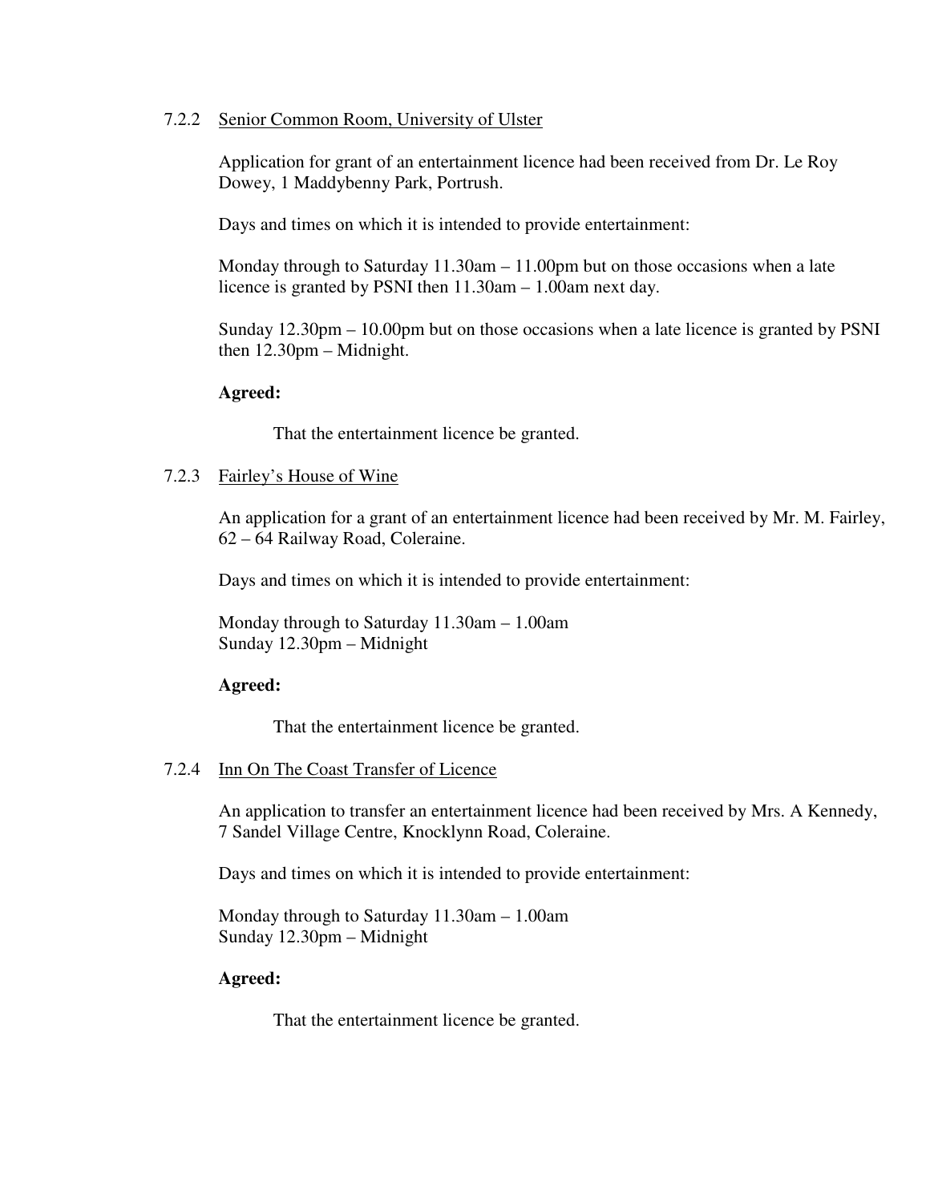7.2.2 Senior Common Room, University of Ulster

Application for grant of an entertainment licence had been received from Dr. Le Roy Dowey, 1 Maddybenny Park, Portrush.

Days and times on which it is intended to provide entertainment:

Monday through to Saturday 11.30am – 11.00pm but on those occasions when a late licence is granted by PSNI then 11.30am – 1.00am next day.

Sunday 12.30pm – 10.00pm but on those occasions when a late licence is granted by PSNI then 12.30pm – Midnight.

**Agreed:**

That the entertainment licence be granted.

7.2.3 Fairley's House of Wine

An application for a grant of an entertainment licence had been received by Mr. M. Fairley, 62 – 64 Railway Road, Coleraine.

Days and times on which it is intended to provide entertainment:

Monday through to Saturday 11.30am – 1.00am
Sunday 12.30pm – Midnight

**Agreed:**

That the entertainment licence be granted.

7.2.4 Inn On The Coast Transfer of Licence

An application to transfer an entertainment licence had been received by Mrs. A Kennedy, 7 Sandel Village Centre, Knocklynn Road, Coleraine.

Days and times on which it is intended to provide entertainment:

Monday through to Saturday 11.30am – 1.00am
Sunday 12.30pm – Midnight

**Agreed:**

That the entertainment licence be granted.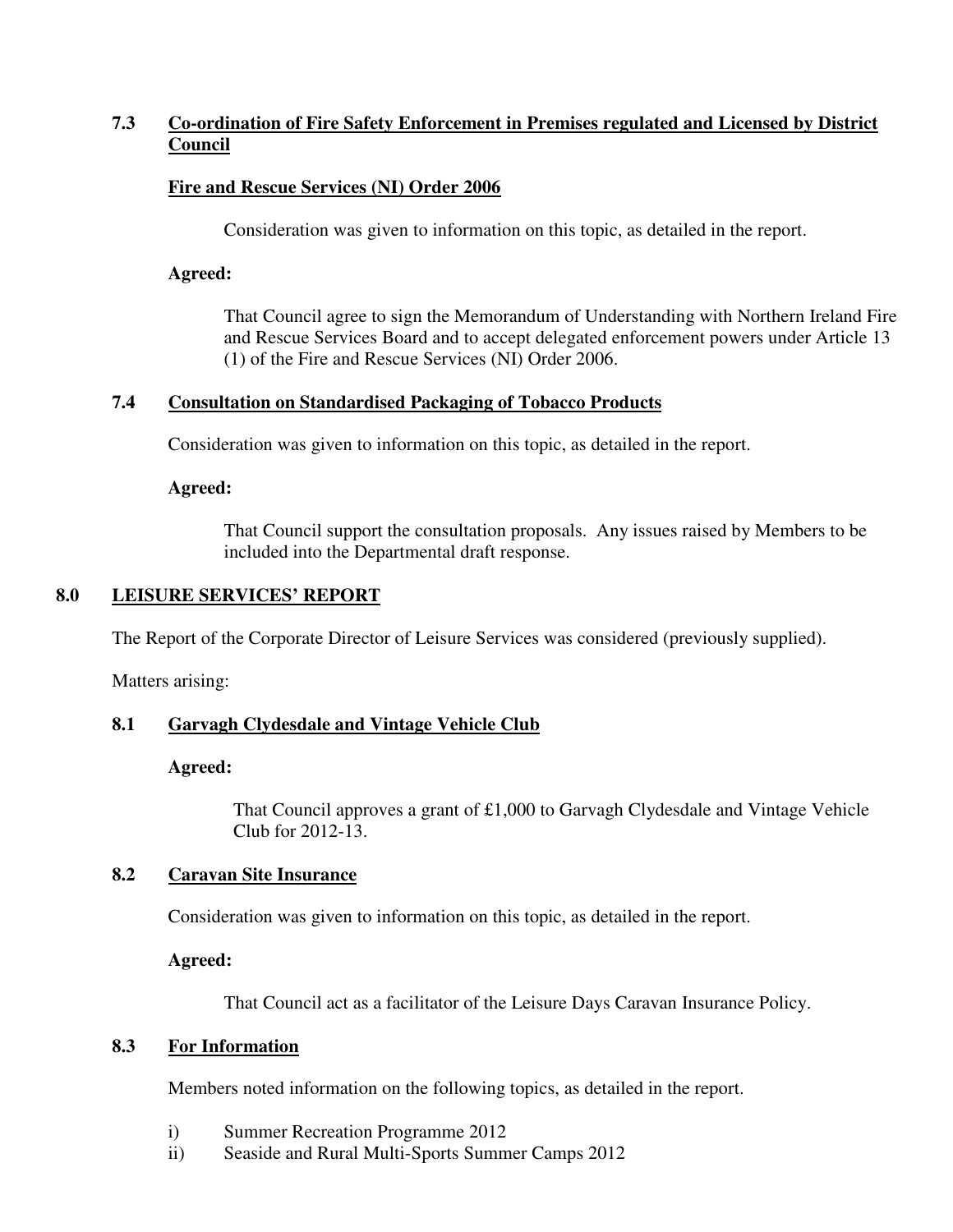### 7.3 Co-ordination of Fire Safety Enforcement in Premises regulated and Licensed by District Council

**Fire and Rescue Services (NI) Order 2006**

Consideration was given to information on this topic, as detailed in the report.

**Agreed:**

That Council agree to sign the Memorandum of Understanding with Northern Ireland Fire and Rescue Services Board and to accept delegated enforcement powers under Article 13 (1) of the Fire and Rescue Services (NI) Order 2006.

### 7.4 Consultation on Standardised Packaging of Tobacco Products

Consideration was given to information on this topic, as detailed in the report.

**Agreed:**

That Council support the consultation proposals. Any issues raised by Members to be included into the Departmental draft response.

## 8.0 LEISURE SERVICES' REPORT

The Report of the Corporate Director of Leisure Services was considered (previously supplied).

Matters arising:

### 8.1 Garvagh Clydesdale and Vintage Vehicle Club

**Agreed:**

That Council approves a grant of £1,000 to Garvagh Clydesdale and Vintage Vehicle Club for 2012-13.

### 8.2 Caravan Site Insurance

Consideration was given to information on this topic, as detailed in the report.

**Agreed:**

That Council act as a facilitator of the Leisure Days Caravan Insurance Policy.

### 8.3 For Information

Members noted information on the following topics, as detailed in the report.

i) Summer Recreation Programme 2012
ii) Seaside and Rural Multi-Sports Summer Camps 2012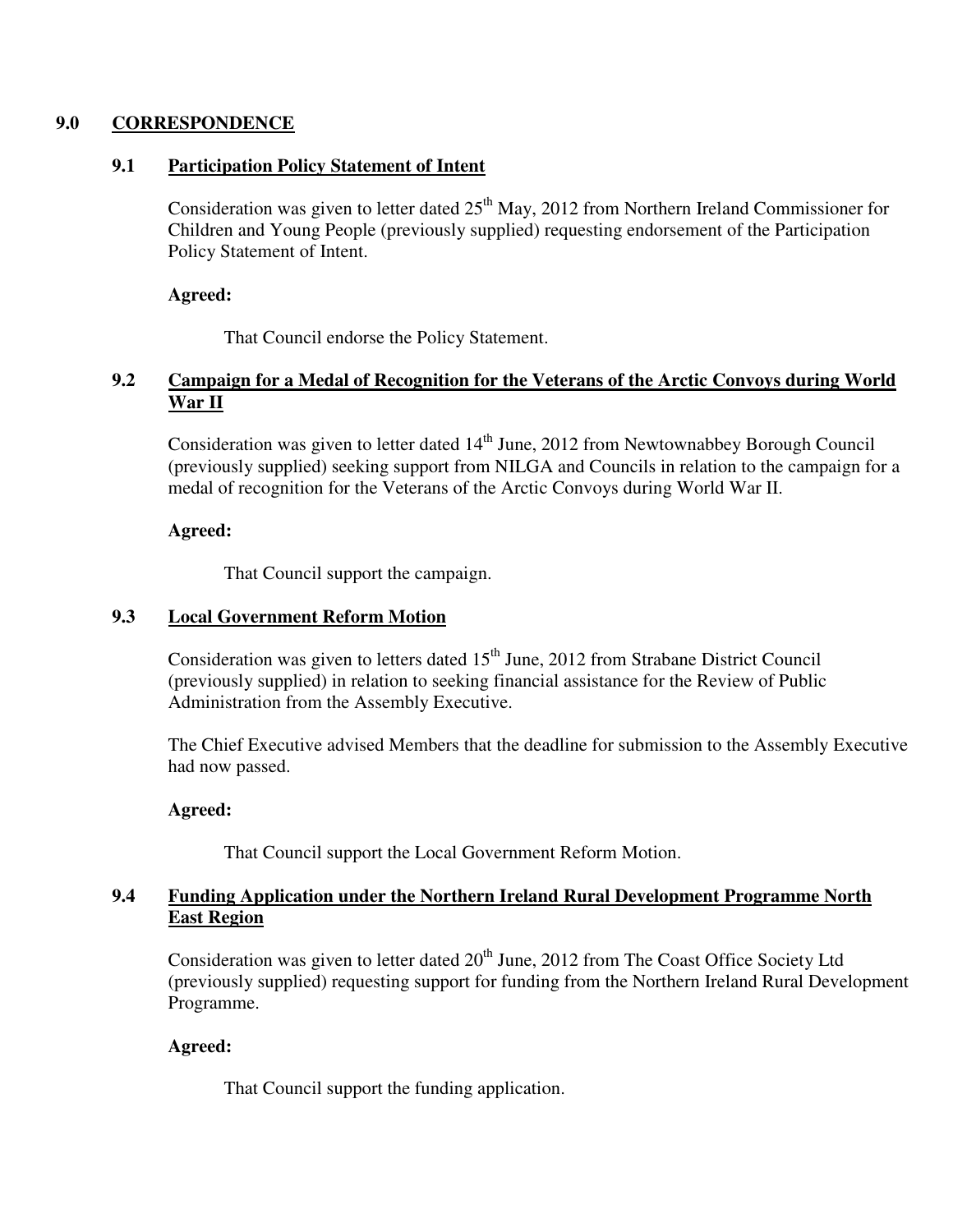## 9.0 CORRESPONDENCE

### 9.1 Participation Policy Statement of Intent

Consideration was given to letter dated 25th May, 2012 from Northern Ireland Commissioner for Children and Young People (previously supplied) requesting endorsement of the Participation Policy Statement of Intent.

**Agreed:**

That Council endorse the Policy Statement.

### 9.2 Campaign for a Medal of Recognition for the Veterans of the Arctic Convoys during World War II

Consideration was given to letter dated 14th June, 2012 from Newtownabbey Borough Council (previously supplied) seeking support from NILGA and Councils in relation to the campaign for a medal of recognition for the Veterans of the Arctic Convoys during World War II.

**Agreed:**

That Council support the campaign.

### 9.3 Local Government Reform Motion

Consideration was given to letters dated 15th June, 2012 from Strabane District Council (previously supplied) in relation to seeking financial assistance for the Review of Public Administration from the Assembly Executive.

The Chief Executive advised Members that the deadline for submission to the Assembly Executive had now passed.

**Agreed:**

That Council support the Local Government Reform Motion.

### 9.4 Funding Application under the Northern Ireland Rural Development Programme North East Region

Consideration was given to letter dated 20th June, 2012 from The Coast Office Society Ltd (previously supplied) requesting support for funding from the Northern Ireland Rural Development Programme.

**Agreed:**

That Council support the funding application.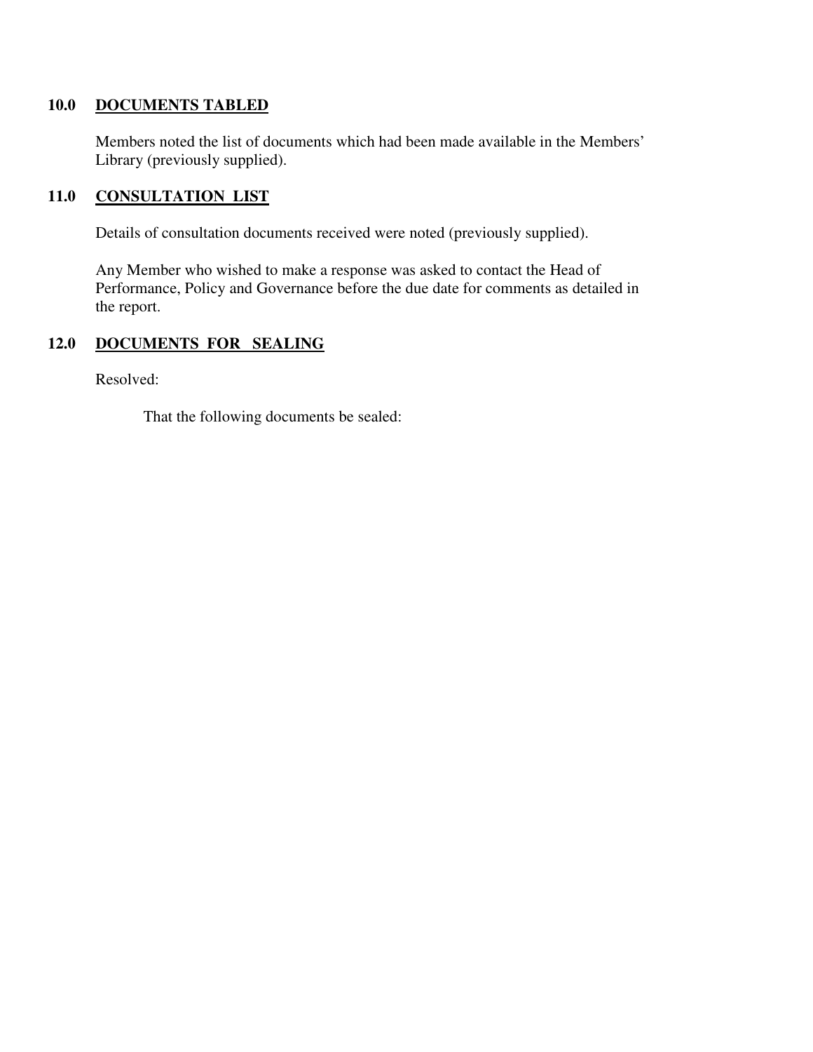## 10.0 DOCUMENTS TABLED

Members noted the list of documents which had been made available in the Members' Library (previously supplied).

## 11.0 CONSULTATION LIST

Details of consultation documents received were noted (previously supplied).

Any Member who wished to make a response was asked to contact the Head of Performance, Policy and Governance before the due date for comments as detailed in the report.

## 12.0 DOCUMENTS FOR SEALING

Resolved:

That the following documents be sealed: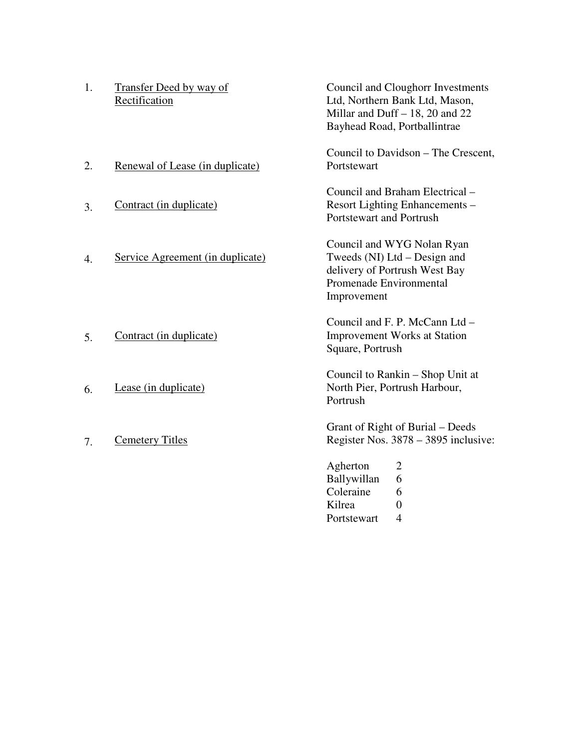| | | |
|---|---|---|
| 1. | <u>Transfer Deed by way of Rectification</u> | Council and Cloughorr Investments Ltd, Northern Bank Ltd, Mason, Millar and Duff – 18, 20 and 22 Bayhead Road, Portballintrae |
| 2. | <u>Renewal of Lease (in duplicate)</u> | Council to Davidson – The Crescent, Portstewart |
| 3. | <u>Contract (in duplicate)</u> | Council and Braham Electrical – Resort Lighting Enhancements – Portstewart and Portrush |
| 4. | <u>Service Agreement (in duplicate)</u> | Council and WYG Nolan Ryan Tweeds (NI) Ltd – Design and delivery of Portrush West Bay Promenade Environmental Improvement |
| 5. | <u>Contract (in duplicate)</u> | Council and F. P. McCann Ltd – Improvement Works at Station Square, Portrush |
| 6. | <u>Lease (in duplicate)</u> | Council to Rankin – Shop Unit at North Pier, Portrush Harbour, Portrush |
| 7. | <u>Cemetery Titles</u> | Grant of Right of Burial – Deeds Register Nos. 3878 – 3895 inclusive: |

| | |
|---|---|
| Agherton | 2 |
| Ballywillan | 6 |
| Coleraine | 6 |
| Kilrea | 0 |
| Portstewart | 4 |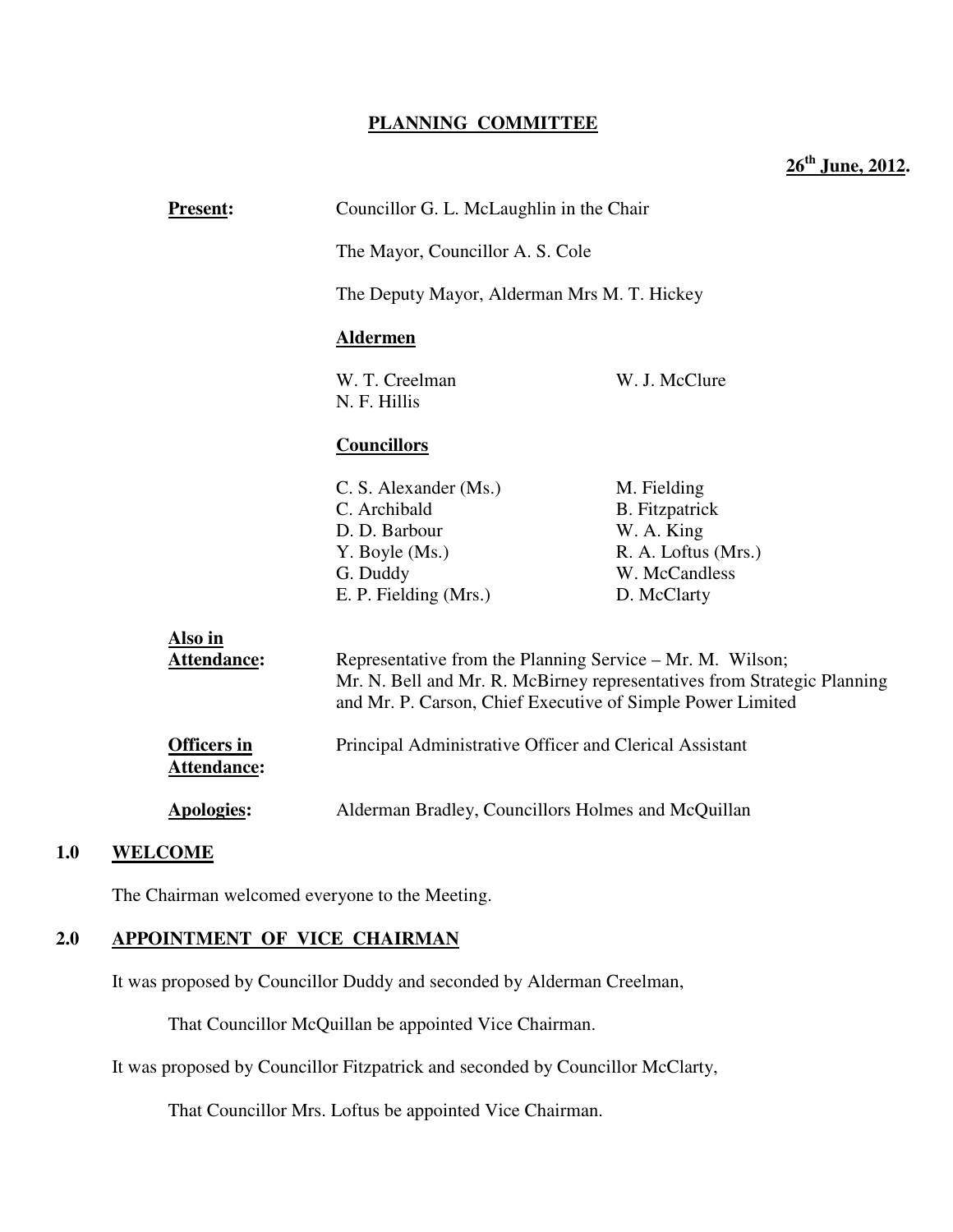# PLANNING COMMITTEE

**26th June, 2012.**

**Present:** Councillor G. L. McLaughlin in the Chair

The Mayor, Councillor A. S. Cole

The Deputy Mayor, Alderman Mrs M. T. Hickey

**Aldermen**

| | |
|---|---|
| W. T. Creelman | W. J. McClure |
| N. F. Hillis | |

**Councillors**

| | |
|---|---|
| C. S. Alexander (Ms.) | M. Fielding |
| C. Archibald | B. Fitzpatrick |
| D. D. Barbour | W. A. King |
| Y. Boyle (Ms.) | R. A. Loftus (Mrs.) |
| G. Duddy | W. McCandless |
| E. P. Fielding (Mrs.) | D. McClarty |

**Also in Attendance:** Representative from the Planning Service – Mr. M. Wilson; Mr. N. Bell and Mr. R. McBirney representatives from Strategic Planning and Mr. P. Carson, Chief Executive of Simple Power Limited

**Officers in Attendance:** Principal Administrative Officer and Clerical Assistant

**Apologies:** Alderman Bradley, Councillors Holmes and McQuillan

## 1.0 WELCOME

The Chairman welcomed everyone to the Meeting.

## 2.0 APPOINTMENT OF VICE CHAIRMAN

It was proposed by Councillor Duddy and seconded by Alderman Creelman,

That Councillor McQuillan be appointed Vice Chairman.

It was proposed by Councillor Fitzpatrick and seconded by Councillor McClarty,

That Councillor Mrs. Loftus be appointed Vice Chairman.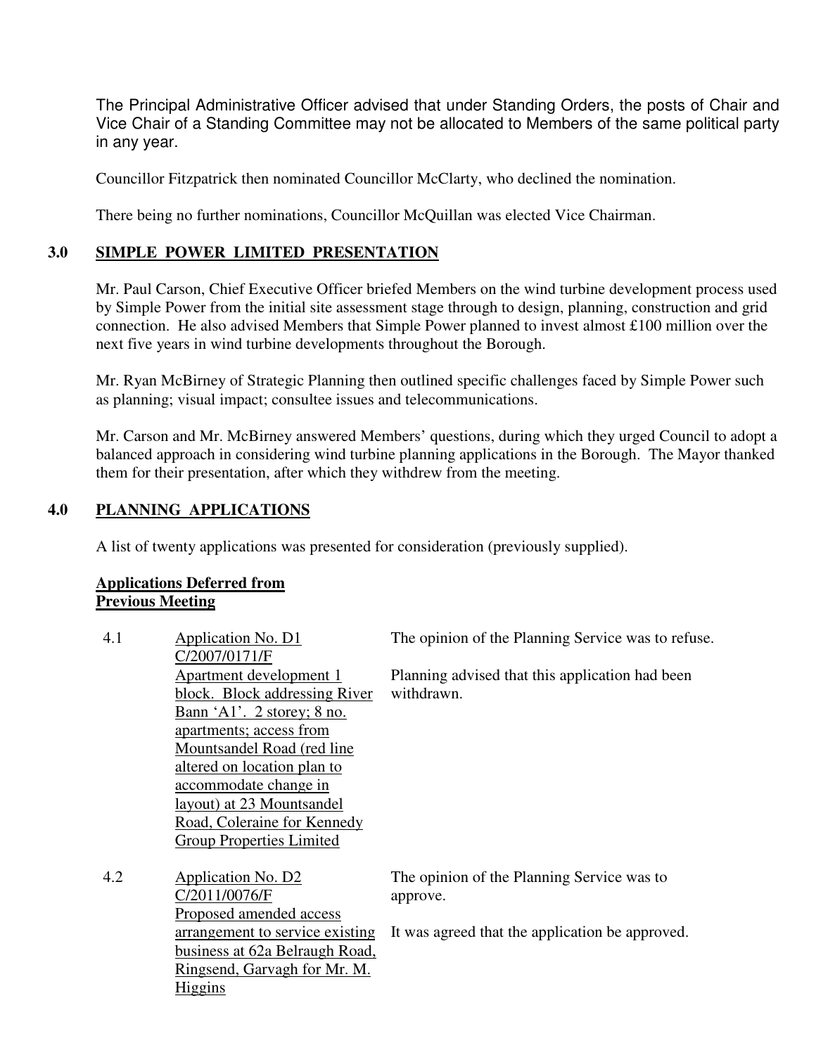The Principal Administrative Officer advised that under Standing Orders, the posts of Chair and Vice Chair of a Standing Committee may not be allocated to Members of the same political party in any year.

Councillor Fitzpatrick then nominated Councillor McClarty, who declined the nomination.

There being no further nominations, Councillor McQuillan was elected Vice Chairman.

## 3.0 SIMPLE POWER LIMITED PRESENTATION

Mr. Paul Carson, Chief Executive Officer briefed Members on the wind turbine development process used by Simple Power from the initial site assessment stage through to design, planning, construction and grid connection. He also advised Members that Simple Power planned to invest almost £100 million over the next five years in wind turbine developments throughout the Borough.

Mr. Ryan McBirney of Strategic Planning then outlined specific challenges faced by Simple Power such as planning; visual impact; consultee issues and telecommunications.

Mr. Carson and Mr. McBirney answered Members' questions, during which they urged Council to adopt a balanced approach in considering wind turbine planning applications in the Borough. The Mayor thanked them for their presentation, after which they withdrew from the meeting.

## 4.0 PLANNING APPLICATIONS

A list of twenty applications was presented for consideration (previously supplied).

**Applications Deferred from Previous Meeting**

| | | |
|---|---|---|
| 4.1 | Application No. D1 C/2007/0171/F Apartment development 1 block. Block addressing River Bann 'A1'. 2 storey; 8 no. apartments; access from Mountsandel Road (red line altered on location plan to accommodate change in layout) at 23 Mountsandel Road, Coleraine for Kennedy Group Properties Limited | The opinion of the Planning Service was to refuse.<br><br>Planning advised that this application had been withdrawn. |
| 4.2 | Application No. D2 C/2011/0076/F Proposed amended access arrangement to service existing business at 62a Belraugh Road, Ringsend, Garvagh for Mr. M. Higgins | The opinion of the Planning Service was to approve.<br><br>It was agreed that the application be approved. |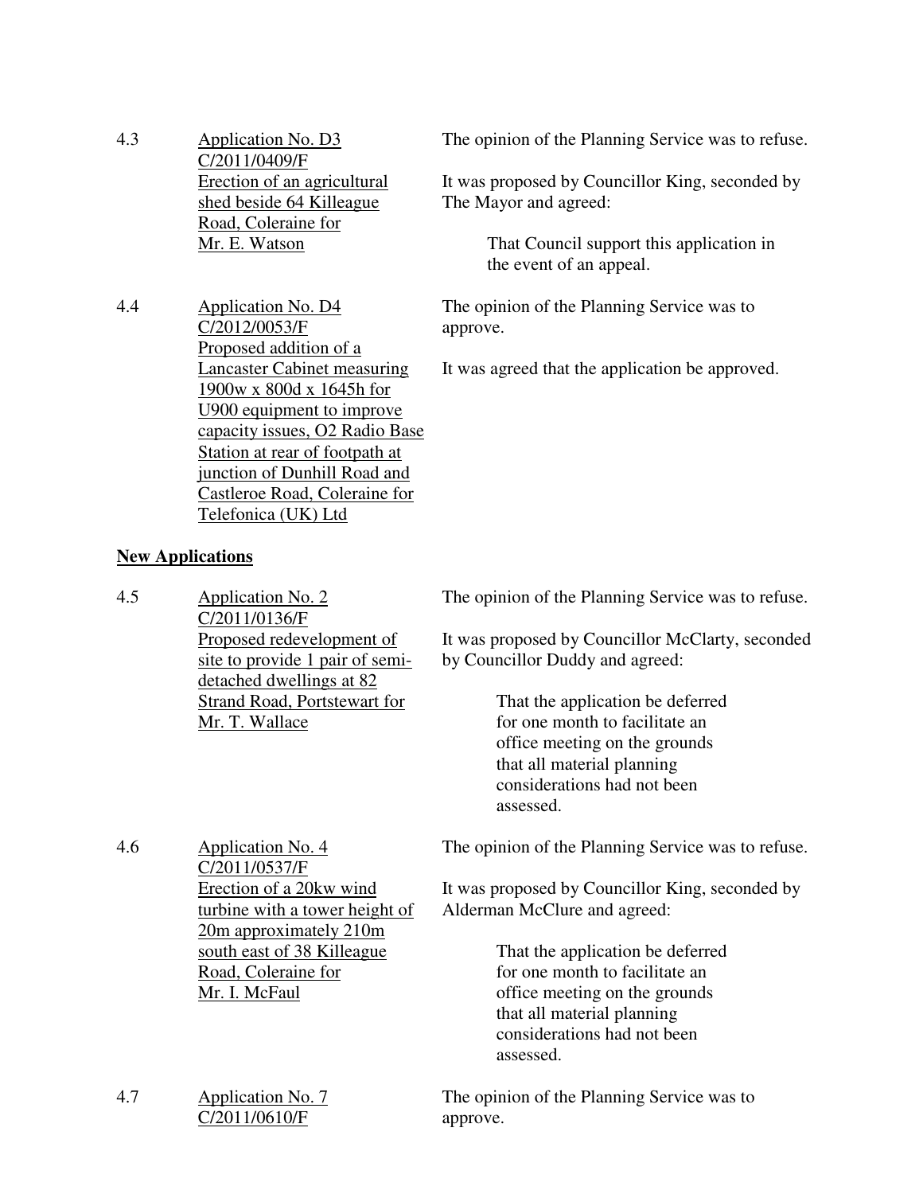4.3 Application No. D3
C/2011/0409/F
Erection of an agricultural shed beside 64 Killeague Road, Coleraine for Mr. E. Watson

The opinion of the Planning Service was to refuse.

It was proposed by Councillor King, seconded by The Mayor and agreed:

> That Council support this application in the event of an appeal.

4.4 Application No. D4
C/2012/0053/F
Proposed addition of a Lancaster Cabinet measuring 1900w x 800d x 1645h for U900 equipment to improve capacity issues, O2 Radio Base Station at rear of footpath at junction of Dunhill Road and Castleroe Road, Coleraine for Telefonica (UK) Ltd

The opinion of the Planning Service was to approve.

It was agreed that the application be approved.

**New Applications**

4.5 Application No. 2
C/2011/0136/F
Proposed redevelopment of site to provide 1 pair of semi-detached dwellings at 82 Strand Road, Portstewart for Mr. T. Wallace

The opinion of the Planning Service was to refuse.

It was proposed by Councillor McClarty, seconded by Councillor Duddy and agreed:

> That the application be deferred for one month to facilitate an office meeting on the grounds that all material planning considerations had not been assessed.

4.6 Application No. 4
C/2011/0537/F
Erection of a 20kw wind turbine with a tower height of 20m approximately 210m south east of 38 Killeague Road, Coleraine for Mr. I. McFaul

The opinion of the Planning Service was to refuse.

It was proposed by Councillor King, seconded by Alderman McClure and agreed:

> That the application be deferred for one month to facilitate an office meeting on the grounds that all material planning considerations had not been assessed.

4.7 Application No. 7
C/2011/0610/F

The opinion of the Planning Service was to approve.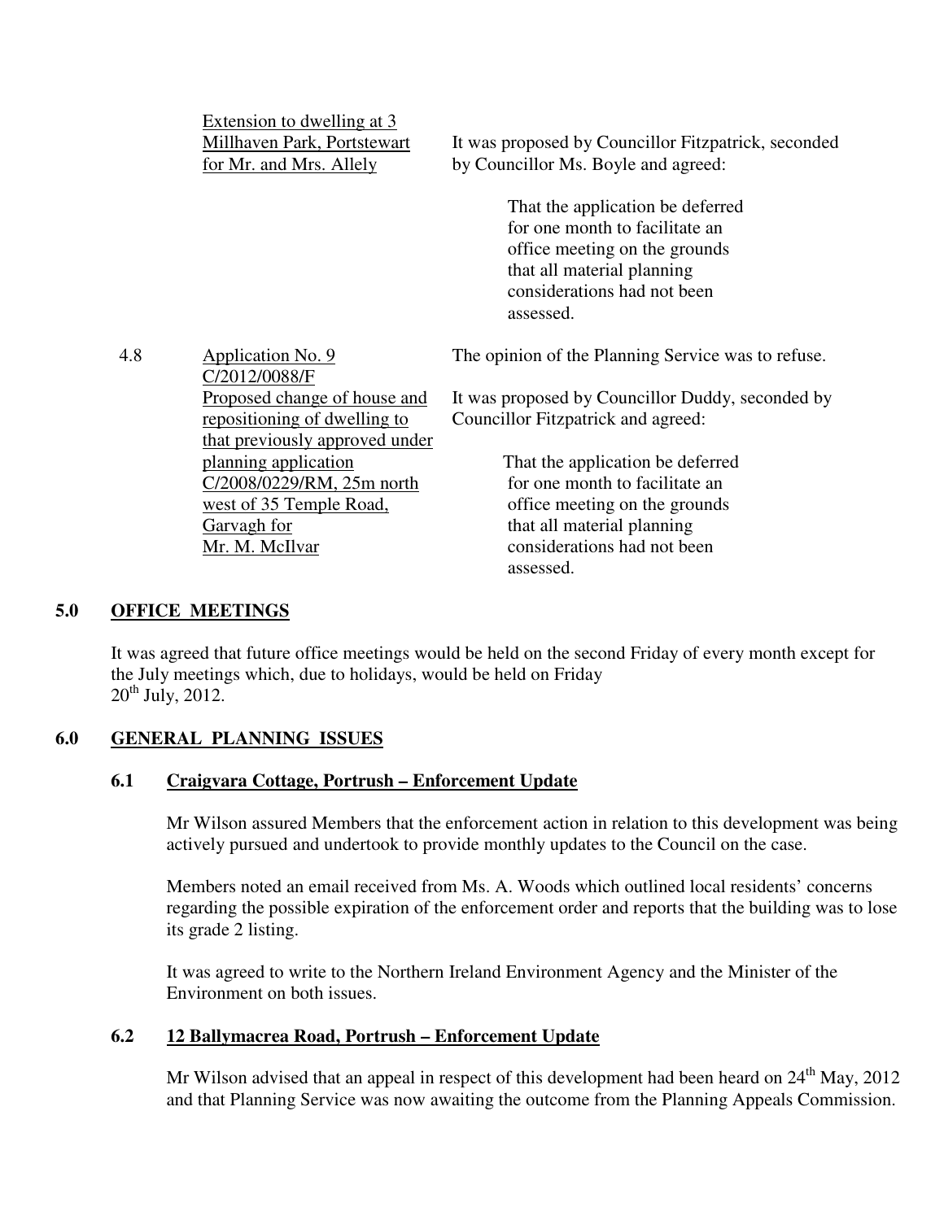| | | |
|---|---|---|
| | Extension to dwelling at 3 Millhaven Park, Portstewart for Mr. and Mrs. Allely | It was proposed by Councillor Fitzpatrick, seconded by Councillor Ms. Boyle and agreed:<br><br>That the application be deferred for one month to facilitate an office meeting on the grounds that all material planning considerations had not been assessed. |
| 4.8 | Application No. 9<br>C/2012/0088/F<br>Proposed change of house and repositioning of dwelling to that previously approved under planning application C/2008/0229/RM, 25m north west of 35 Temple Road, Garvagh for Mr. M. McIlvar | The opinion of the Planning Service was to refuse.<br><br>It was proposed by Councillor Duddy, seconded by Councillor Fitzpatrick and agreed:<br><br>That the application be deferred for one month to facilitate an office meeting on the grounds that all material planning considerations had not been assessed. |

## 5.0 OFFICE MEETINGS

It was agreed that future office meetings would be held on the second Friday of every month except for the July meetings which, due to holidays, would be held on Friday 20th July, 2012.

## 6.0 GENERAL PLANNING ISSUES

### 6.1 Craigvara Cottage, Portrush – Enforcement Update

Mr Wilson assured Members that the enforcement action in relation to this development was being actively pursued and undertook to provide monthly updates to the Council on the case.

Members noted an email received from Ms. A. Woods which outlined local residents' concerns regarding the possible expiration of the enforcement order and reports that the building was to lose its grade 2 listing.

It was agreed to write to the Northern Ireland Environment Agency and the Minister of the Environment on both issues.

### 6.2 12 Ballymacrea Road, Portrush – Enforcement Update

Mr Wilson advised that an appeal in respect of this development had been heard on 24th May, 2012 and that Planning Service was now awaiting the outcome from the Planning Appeals Commission.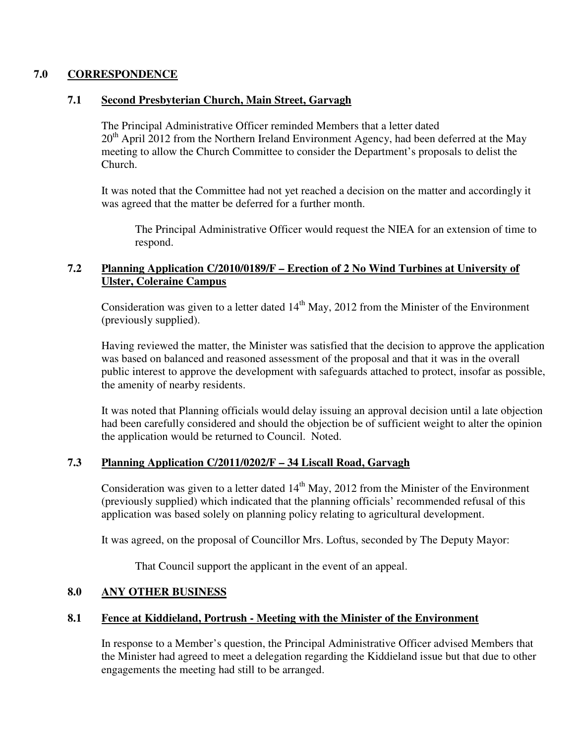## 7.0 CORRESPONDENCE

### 7.1 Second Presbyterian Church, Main Street, Garvagh

The Principal Administrative Officer reminded Members that a letter dated 20th April 2012 from the Northern Ireland Environment Agency, had been deferred at the May meeting to allow the Church Committee to consider the Department's proposals to delist the Church.

It was noted that the Committee had not yet reached a decision on the matter and accordingly it was agreed that the matter be deferred for a further month.

> The Principal Administrative Officer would request the NIEA for an extension of time to respond.

### 7.2 Planning Application C/2010/0189/F – Erection of 2 No Wind Turbines at University of Ulster, Coleraine Campus

Consideration was given to a letter dated 14th May, 2012 from the Minister of the Environment (previously supplied).

Having reviewed the matter, the Minister was satisfied that the decision to approve the application was based on balanced and reasoned assessment of the proposal and that it was in the overall public interest to approve the development with safeguards attached to protect, insofar as possible, the amenity of nearby residents.

It was noted that Planning officials would delay issuing an approval decision until a late objection had been carefully considered and should the objection be of sufficient weight to alter the opinion the application would be returned to Council. Noted.

### 7.3 Planning Application C/2011/0202/F – 34 Liscall Road, Garvagh

Consideration was given to a letter dated 14th May, 2012 from the Minister of the Environment (previously supplied) which indicated that the planning officials' recommended refusal of this application was based solely on planning policy relating to agricultural development.

It was agreed, on the proposal of Councillor Mrs. Loftus, seconded by The Deputy Mayor:

> That Council support the applicant in the event of an appeal.

## 8.0 ANY OTHER BUSINESS

### 8.1 Fence at Kiddieland, Portrush - Meeting with the Minister of the Environment

In response to a Member's question, the Principal Administrative Officer advised Members that the Minister had agreed to meet a delegation regarding the Kiddieland issue but that due to other engagements the meeting had still to be arranged.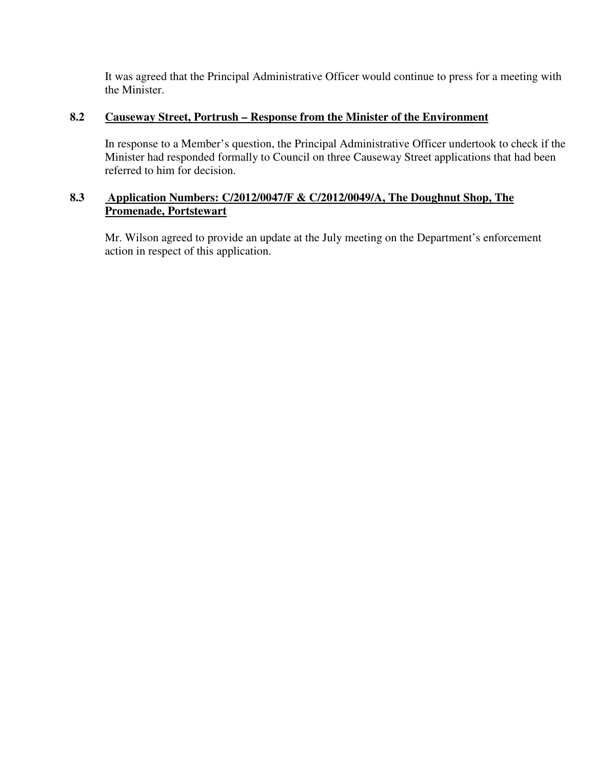It was agreed that the Principal Administrative Officer would continue to press for a meeting with the Minister.

### 8.2 Causeway Street, Portrush – Response from the Minister of the Environment

In response to a Member's question, the Principal Administrative Officer undertook to check if the Minister had responded formally to Council on three Causeway Street applications that had been referred to him for decision.

### 8.3 Application Numbers: C/2012/0047/F & C/2012/0049/A, The Doughnut Shop, The Promenade, Portstewart

Mr. Wilson agreed to provide an update at the July meeting on the Department's enforcement action in respect of this application.